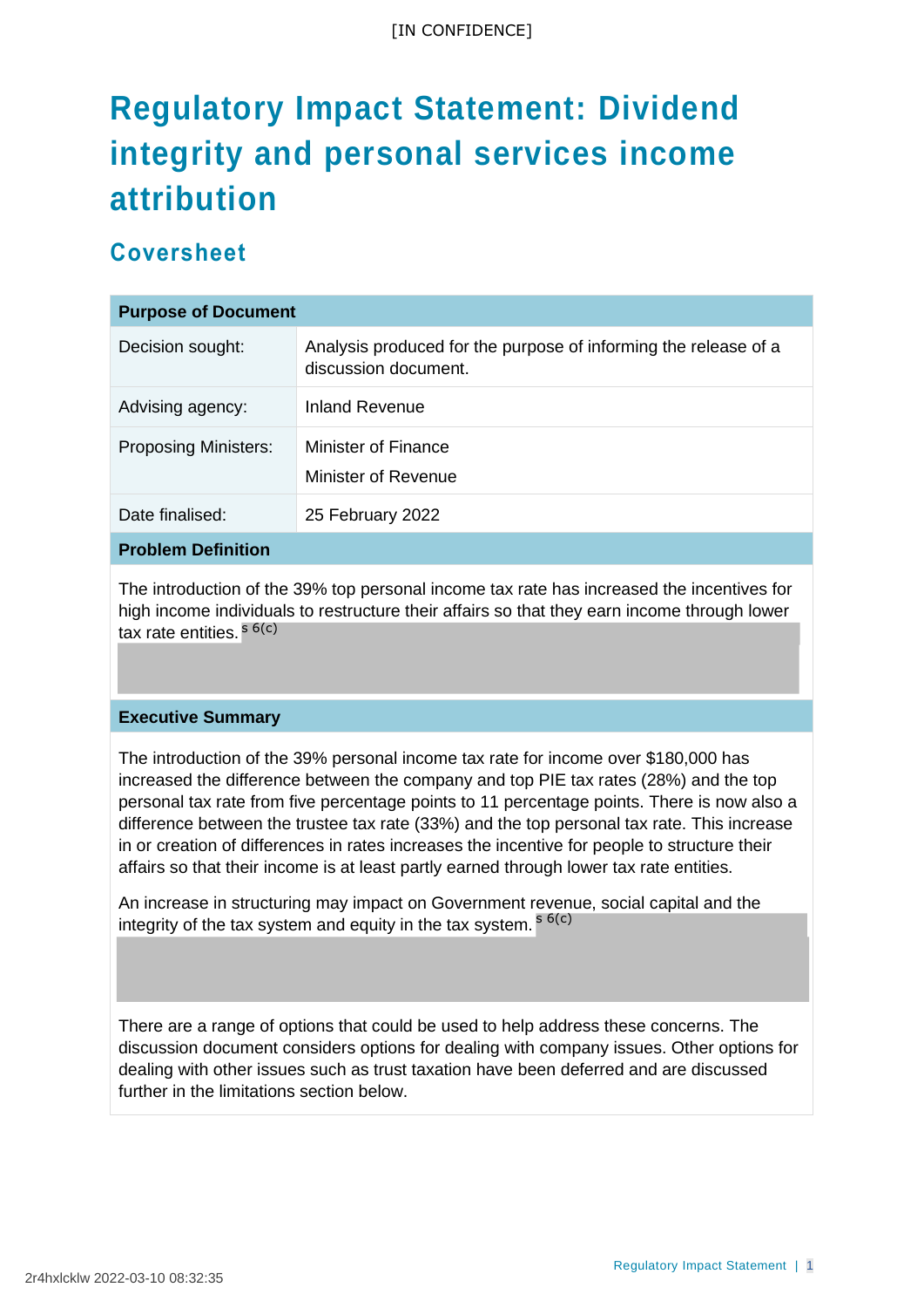# Regulatory Impact Statement: Dividend integrity and personal services income attribution

## Coversheet

| Purpose of Document | |
| --- | --- |
| Decision sought: | Analysis produced for the purpose of informing the release of a discussion document. |
| Advising agency: | Inland Revenue |
| Proposing Ministers: | Minister of Finance<br>Minister of Revenue |
| Date finalised: | 25 February 2022 |

**Problem Definition**

The introduction of the 39% top personal income tax rate has increased the incentives for high income individuals to restructure their affairs so that they earn income through lower tax rate entities. s 6(c)

**Executive Summary**

The introduction of the 39% personal income tax rate for income over $180,000 has increased the difference between the company and top PIE tax rates (28%) and the top personal tax rate from five percentage points to 11 percentage points. There is now also a difference between the trustee tax rate (33%) and the top personal tax rate. This increase in or creation of differences in rates increases the incentive for people to structure their affairs so that their income is at least partly earned through lower tax rate entities.

An increase in structuring may impact on Government revenue, social capital and the integrity of the tax system and equity in the tax system. s 6(c)

There are a range of options that could be used to help address these concerns. The discussion document considers options for dealing with company issues. Other options for dealing with other issues such as trust taxation have been deferred and are discussed further in the limitations section below.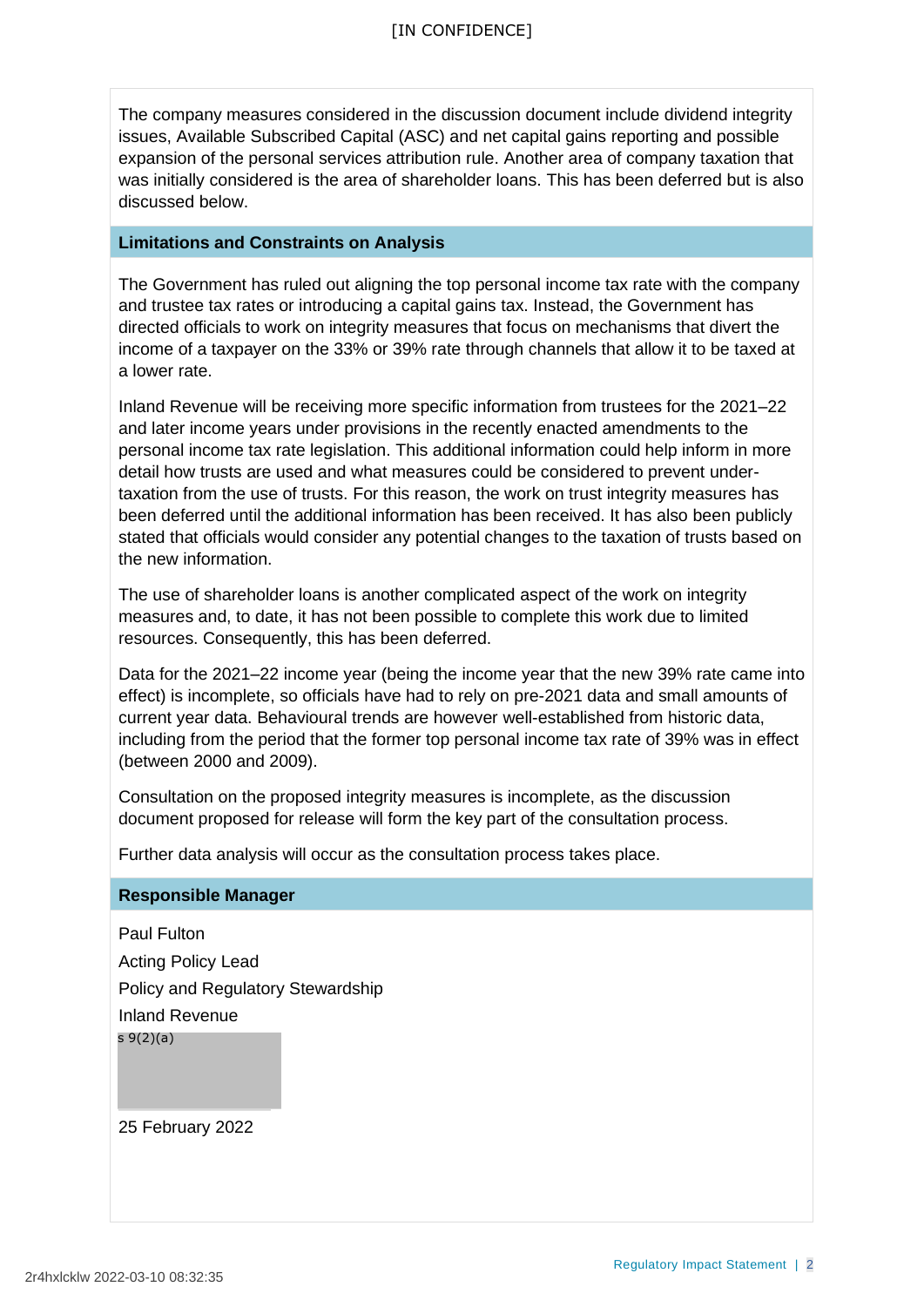The company measures considered in the discussion document include dividend integrity issues, Available Subscribed Capital (ASC) and net capital gains reporting and possible expansion of the personal services attribution rule. Another area of company taxation that was initially considered is the area of shareholder loans. This has been deferred but is also discussed below.

## Limitations and Constraints on Analysis

The Government has ruled out aligning the top personal income tax rate with the company and trustee tax rates or introducing a capital gains tax. Instead, the Government has directed officials to work on integrity measures that focus on mechanisms that divert the income of a taxpayer on the 33% or 39% rate through channels that allow it to be taxed at a lower rate.

Inland Revenue will be receiving more specific information from trustees for the 2021–22 and later income years under provisions in the recently enacted amendments to the personal income tax rate legislation. This additional information could help inform in more detail how trusts are used and what measures could be considered to prevent under-taxation from the use of trusts. For this reason, the work on trust integrity measures has been deferred until the additional information has been received. It has also been publicly stated that officials would consider any potential changes to the taxation of trusts based on the new information.

The use of shareholder loans is another complicated aspect of the work on integrity measures and, to date, it has not been possible to complete this work due to limited resources. Consequently, this has been deferred.

Data for the 2021–22 income year (being the income year that the new 39% rate came into effect) is incomplete, so officials have had to rely on pre-2021 data and small amounts of current year data. Behavioural trends are however well-established from historic data, including from the period that the former top personal income tax rate of 39% was in effect (between 2000 and 2009).

Consultation on the proposed integrity measures is incomplete, as the discussion document proposed for release will form the key part of the consultation process.

Further data analysis will occur as the consultation process takes place.

## Responsible Manager

Paul Fulton

Acting Policy Lead

Policy and Regulatory Stewardship

Inland Revenue

s 9(2)(a)

25 February 2022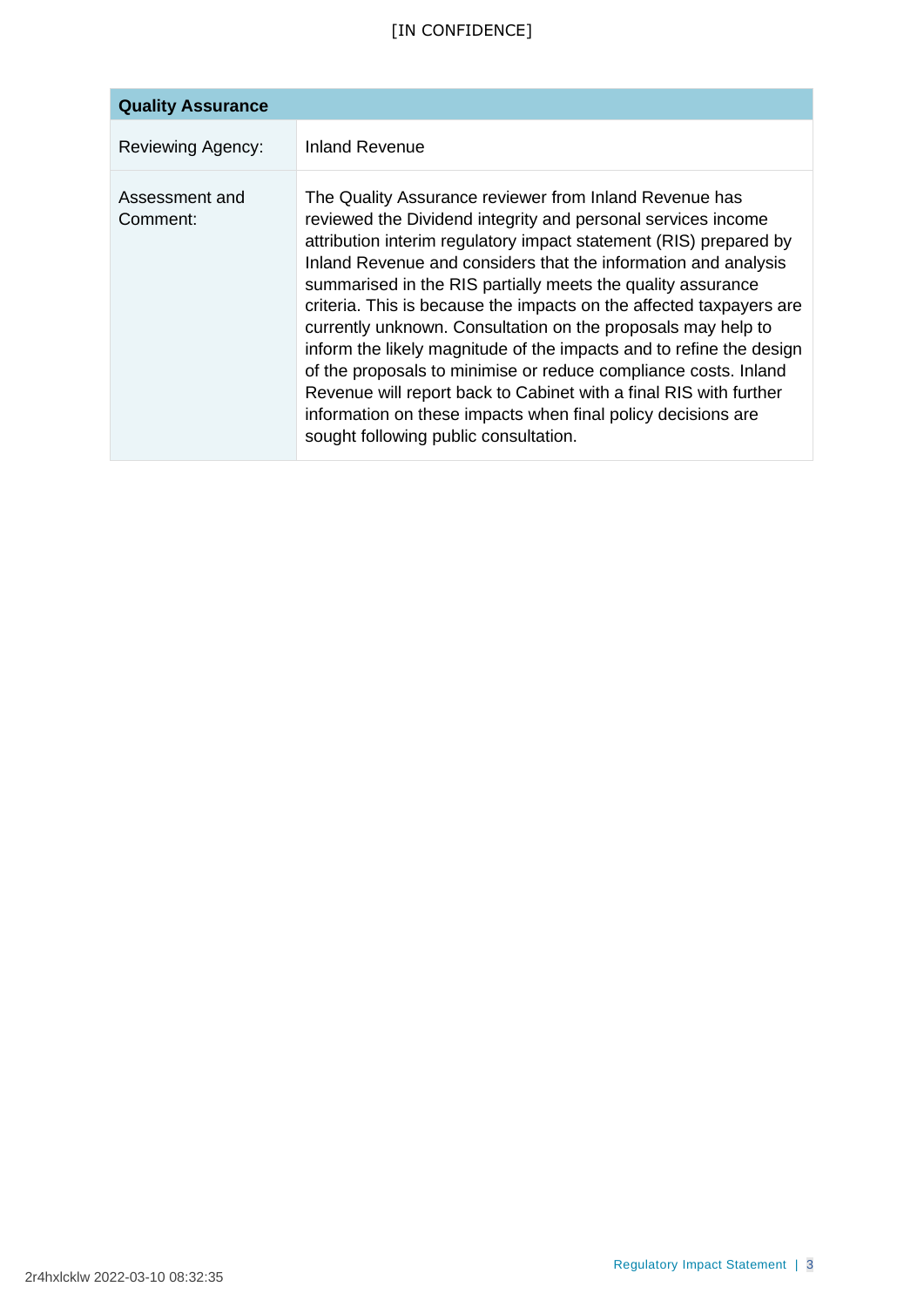| Quality Assurance | |
| --- | --- |
| Reviewing Agency: | Inland Revenue |
| Assessment and Comment: | The Quality Assurance reviewer from Inland Revenue has reviewed the Dividend integrity and personal services income attribution interim regulatory impact statement (RIS) prepared by Inland Revenue and considers that the information and analysis summarised in the RIS partially meets the quality assurance criteria. This is because the impacts on the affected taxpayers are currently unknown. Consultation on the proposals may help to inform the likely magnitude of the impacts and to refine the design of the proposals to minimise or reduce compliance costs. Inland Revenue will report back to Cabinet with a final RIS with further information on these impacts when final policy decisions are sought following public consultation. |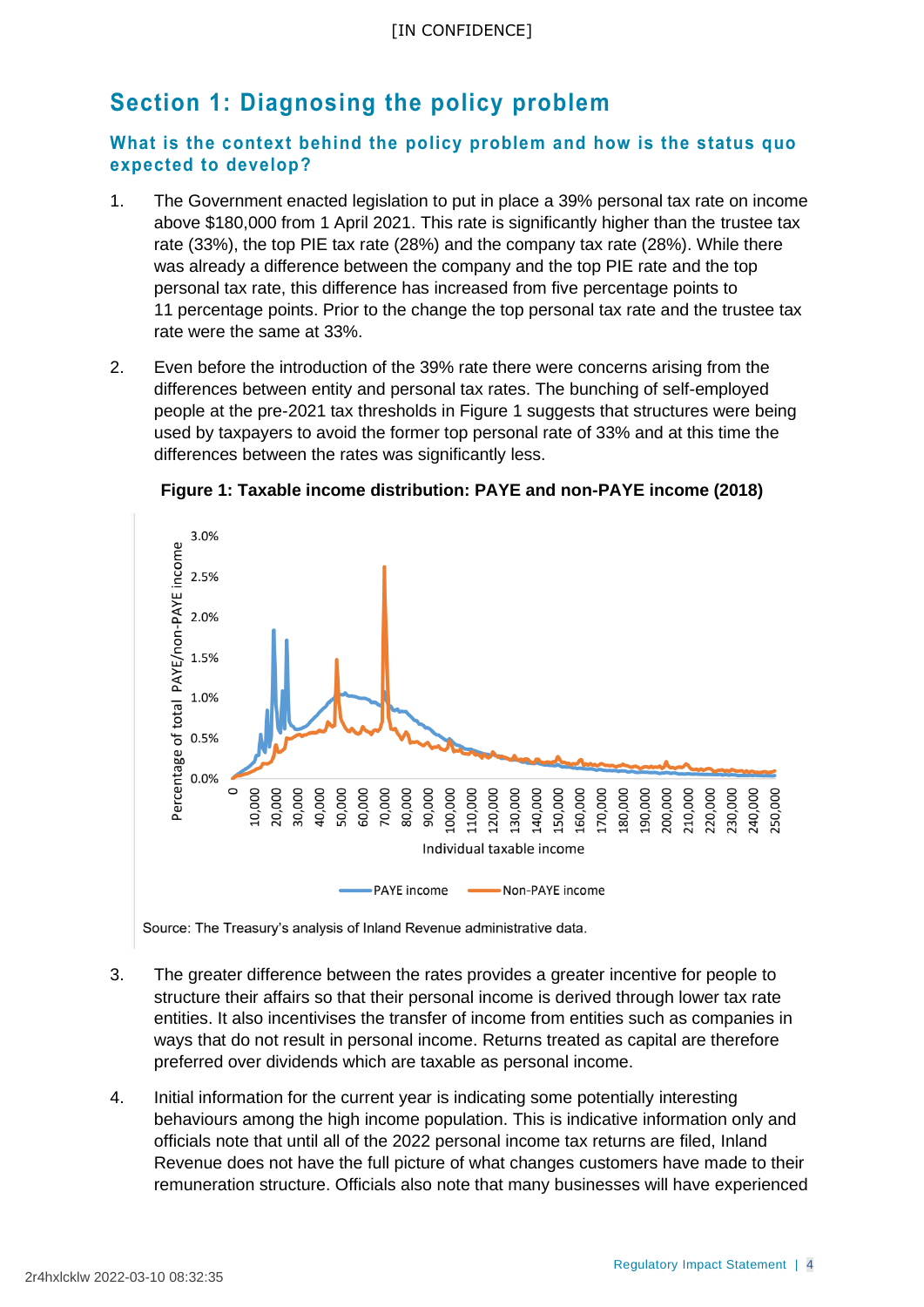## Section 1: Diagnosing the policy problem

### What is the context behind the policy problem and how is the status quo expected to develop?

1. The Government enacted legislation to put in place a 39% personal tax rate on income above $180,000 from 1 April 2021. This rate is significantly higher than the trustee tax rate (33%), the top PIE tax rate (28%) and the company tax rate (28%). While there was already a difference between the company and the top PIE rate and the top personal tax rate, this difference has increased from five percentage points to 11 percentage points. Prior to the change the top personal tax rate and the trustee tax rate were the same at 33%.

2. Even before the introduction of the 39% rate there were concerns arising from the differences between entity and personal tax rates. The bunching of self-employed people at the pre-2021 tax thresholds in Figure 1 suggests that structures were being used by taxpayers to avoid the former top personal rate of 33% and at this time the differences between the rates was significantly less.

**Figure 1: Taxable income distribution: PAYE and non-PAYE income (2018)**

Source: The Treasury's analysis of Inland Revenue administrative data.

3. The greater difference between the rates provides a greater incentive for people to structure their affairs so that their personal income is derived through lower tax rate entities. It also incentivises the transfer of income from entities such as companies in ways that do not result in personal income. Returns treated as capital are therefore preferred over dividends which are taxable as personal income.

4. Initial information for the current year is indicating some potentially interesting behaviours among the high income population. This is indicative information only and officials note that until all of the 2022 personal income tax returns are filed, Inland Revenue does not have the full picture of what changes customers have made to their remuneration structure. Officials also note that many businesses will have experienced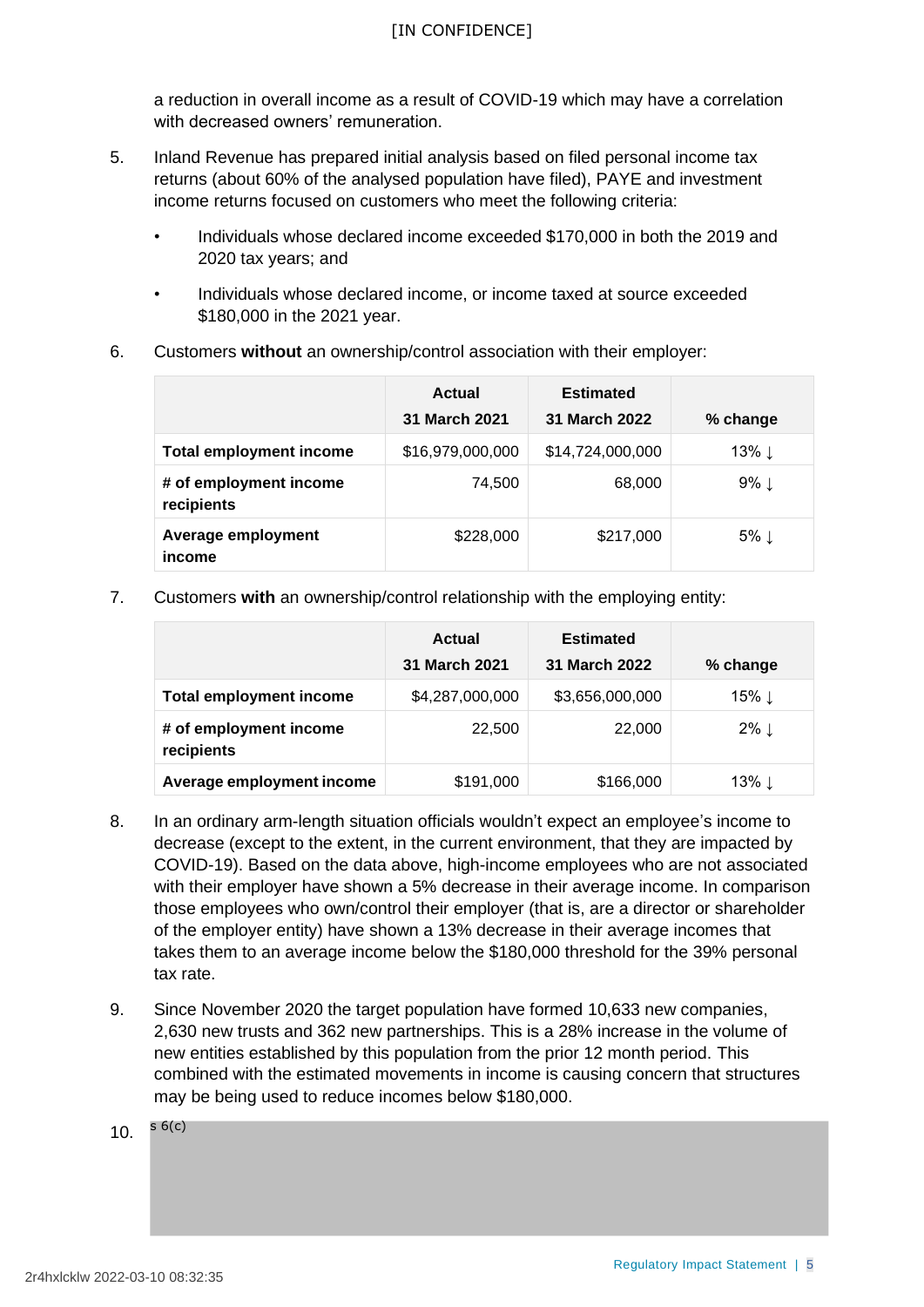a reduction in overall income as a result of COVID-19 which may have a correlation with decreased owners' remuneration.

5. Inland Revenue has prepared initial analysis based on filed personal income tax returns (about 60% of the analysed population have filed), PAYE and investment income returns focused on customers who meet the following criteria:

   - Individuals whose declared income exceeded $170,000 in both the 2019 and 2020 tax years; and
   - Individuals whose declared income, or income taxed at source exceeded $180,000 in the 2021 year.

6. Customers **without** an ownership/control association with their employer:

| | Actual 31 March 2021 | Estimated 31 March 2022 | % change |
|---|---|---|---|
| **Total employment income** | $16,979,000,000 | $14,724,000,000 | 13% ↓ |
| **# of employment income recipients** | 74,500 | 68,000 | 9% ↓ |
| **Average employment income** | $228,000 | $217,000 | 5% ↓ |

7. Customers **with** an ownership/control relationship with the employing entity:

| | Actual 31 March 2021 | Estimated 31 March 2022 | % change |
|---|---|---|---|
| **Total employment income** | $4,287,000,000 | $3,656,000,000 | 15% ↓ |
| **# of employment income recipients** | 22,500 | 22,000 | 2% ↓ |
| **Average employment income** | $191,000 | $166,000 | 13% ↓ |

8. In an ordinary arm-length situation officials wouldn't expect an employee's income to decrease (except to the extent, in the current environment, that they are impacted by COVID-19). Based on the data above, high-income employees who are not associated with their employer have shown a 5% decrease in their average income. In comparison those employees who own/control their employer (that is, are a director or shareholder of the employer entity) have shown a 13% decrease in their average incomes that takes them to an average income below the $180,000 threshold for the 39% personal tax rate.

9. Since November 2020 the target population have formed 10,633 new companies, 2,630 new trusts and 362 new partnerships. This is a 28% increase in the volume of new entities established by this population from the prior 12 month period. This combined with the estimated movements in income is causing concern that structures may be being used to reduce incomes below $180,000.

10. s 6(c)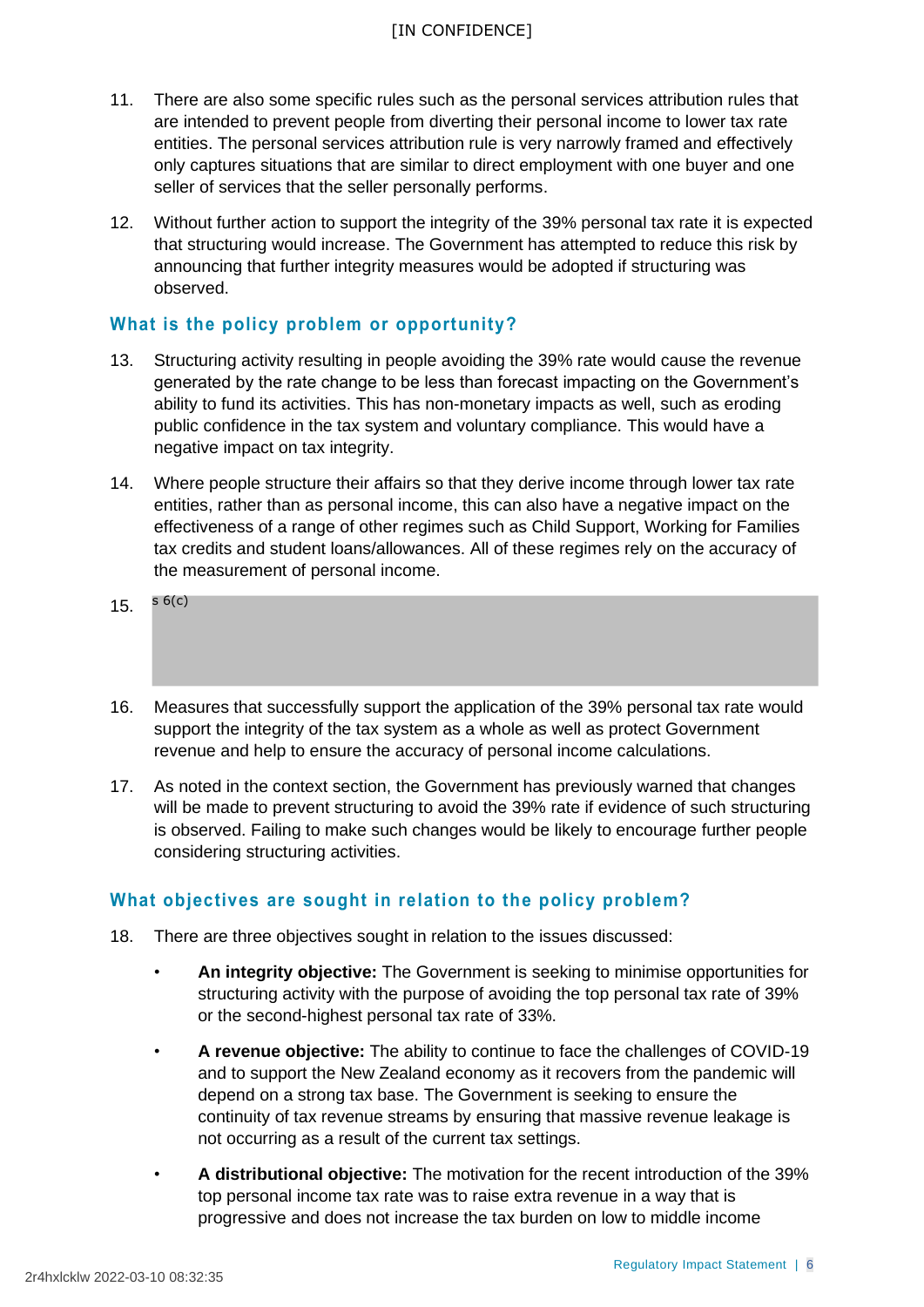11. There are also some specific rules such as the personal services attribution rules that are intended to prevent people from diverting their personal income to lower tax rate entities. The personal services attribution rule is very narrowly framed and effectively only captures situations that are similar to direct employment with one buyer and one seller of services that the seller personally performs.

12. Without further action to support the integrity of the 39% personal tax rate it is expected that structuring would increase. The Government has attempted to reduce this risk by announcing that further integrity measures would be adopted if structuring was observed.

## What is the policy problem or opportunity?

13. Structuring activity resulting in people avoiding the 39% rate would cause the revenue generated by the rate change to be less than forecast impacting on the Government's ability to fund its activities. This has non-monetary impacts as well, such as eroding public confidence in the tax system and voluntary compliance. This would have a negative impact on tax integrity.

14. Where people structure their affairs so that they derive income through lower tax rate entities, rather than as personal income, this can also have a negative impact on the effectiveness of a range of other regimes such as Child Support, Working for Families tax credits and student loans/allowances. All of these regimes rely on the accuracy of the measurement of personal income.

15. s 6(c)

16. Measures that successfully support the application of the 39% personal tax rate would support the integrity of the tax system as a whole as well as protect Government revenue and help to ensure the accuracy of personal income calculations.

17. As noted in the context section, the Government has previously warned that changes will be made to prevent structuring to avoid the 39% rate if evidence of such structuring is observed. Failing to make such changes would be likely to encourage further people considering structuring activities.

## What objectives are sought in relation to the policy problem?

18. There are three objectives sought in relation to the issues discussed:

   - **An integrity objective:** The Government is seeking to minimise opportunities for structuring activity with the purpose of avoiding the top personal tax rate of 39% or the second-highest personal tax rate of 33%.
   - **A revenue objective:** The ability to continue to face the challenges of COVID-19 and to support the New Zealand economy as it recovers from the pandemic will depend on a strong tax base. The Government is seeking to ensure the continuity of tax revenue streams by ensuring that massive revenue leakage is not occurring as a result of the current tax settings.
   - **A distributional objective:** The motivation for the recent introduction of the 39% top personal income tax rate was to raise extra revenue in a way that is progressive and does not increase the tax burden on low to middle income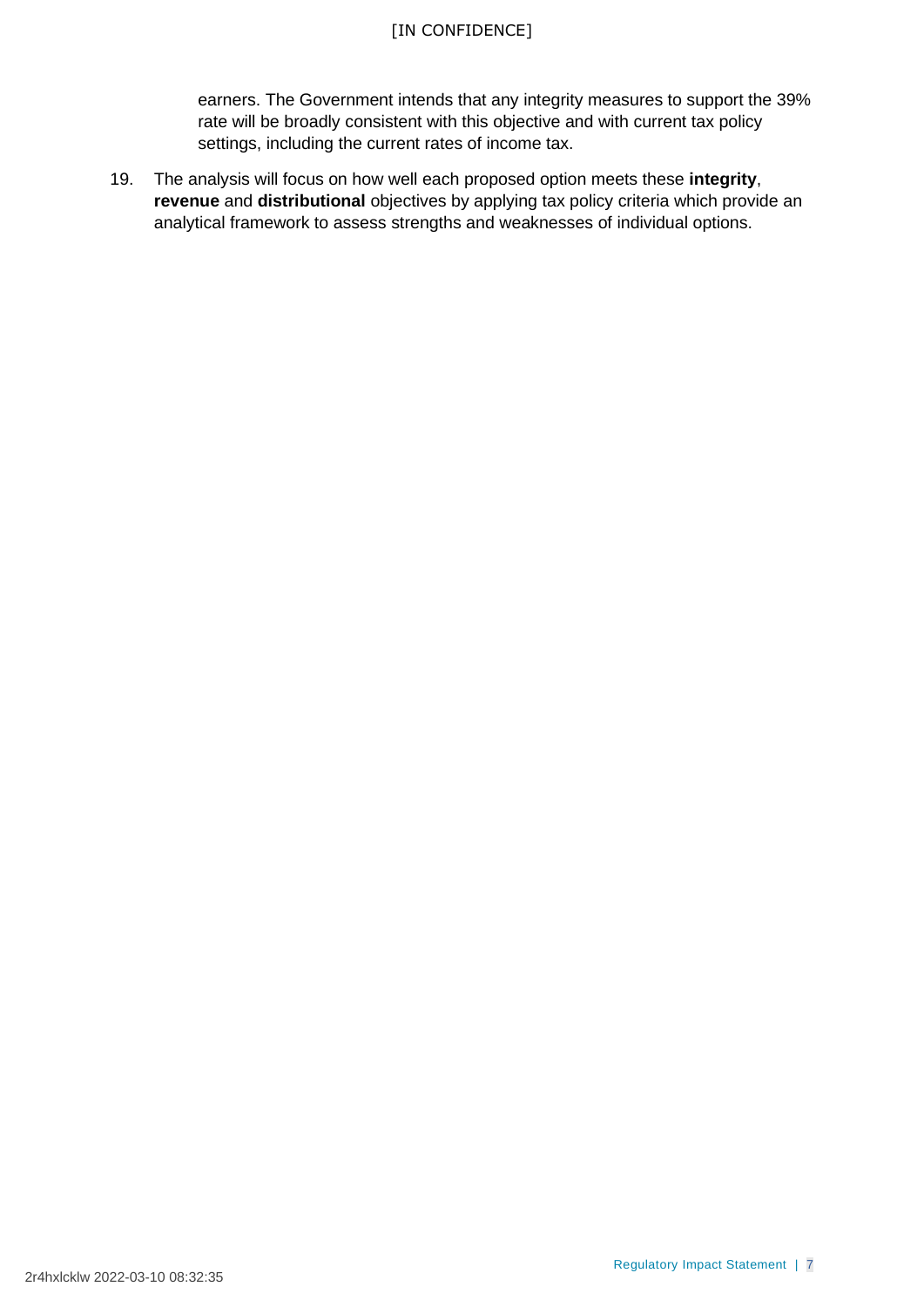earners. The Government intends that any integrity measures to support the 39% rate will be broadly consistent with this objective and with current tax policy settings, including the current rates of income tax.

19. The analysis will focus on how well each proposed option meets these **integrity**, **revenue** and **distributional** objectives by applying tax policy criteria which provide an analytical framework to assess strengths and weaknesses of individual options.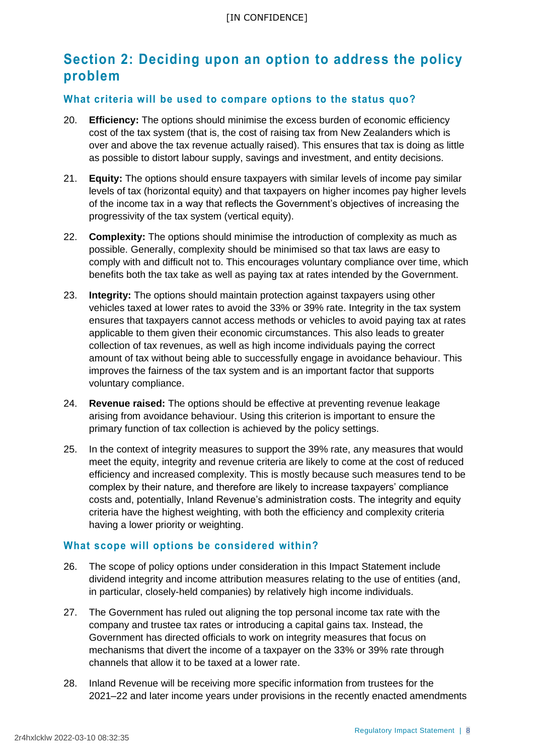## Section 2: Deciding upon an option to address the policy problem

### What criteria will be used to compare options to the status quo?

20. **Efficiency:** The options should minimise the excess burden of economic efficiency cost of the tax system (that is, the cost of raising tax from New Zealanders which is over and above the tax revenue actually raised). This ensures that tax is doing as little as possible to distort labour supply, savings and investment, and entity decisions.

21. **Equity:** The options should ensure taxpayers with similar levels of income pay similar levels of tax (horizontal equity) and that taxpayers on higher incomes pay higher levels of the income tax in a way that reflects the Government's objectives of increasing the progressivity of the tax system (vertical equity).

22. **Complexity:** The options should minimise the introduction of complexity as much as possible. Generally, complexity should be minimised so that tax laws are easy to comply with and difficult not to. This encourages voluntary compliance over time, which benefits both the tax take as well as paying tax at rates intended by the Government.

23. **Integrity:** The options should maintain protection against taxpayers using other vehicles taxed at lower rates to avoid the 33% or 39% rate. Integrity in the tax system ensures that taxpayers cannot access methods or vehicles to avoid paying tax at rates applicable to them given their economic circumstances. This also leads to greater collection of tax revenues, as well as high income individuals paying the correct amount of tax without being able to successfully engage in avoidance behaviour. This improves the fairness of the tax system and is an important factor that supports voluntary compliance.

24. **Revenue raised:** The options should be effective at preventing revenue leakage arising from avoidance behaviour. Using this criterion is important to ensure the primary function of tax collection is achieved by the policy settings.

25. In the context of integrity measures to support the 39% rate, any measures that would meet the equity, integrity and revenue criteria are likely to come at the cost of reduced efficiency and increased complexity. This is mostly because such measures tend to be complex by their nature, and therefore are likely to increase taxpayers' compliance costs and, potentially, Inland Revenue's administration costs. The integrity and equity criteria have the highest weighting, with both the efficiency and complexity criteria having a lower priority or weighting.

### What scope will options be considered within?

26. The scope of policy options under consideration in this Impact Statement include dividend integrity and income attribution measures relating to the use of entities (and, in particular, closely-held companies) by relatively high income individuals.

27. The Government has ruled out aligning the top personal income tax rate with the company and trustee tax rates or introducing a capital gains tax. Instead, the Government has directed officials to work on integrity measures that focus on mechanisms that divert the income of a taxpayer on the 33% or 39% rate through channels that allow it to be taxed at a lower rate.

28. Inland Revenue will be receiving more specific information from trustees for the 2021–22 and later income years under provisions in the recently enacted amendments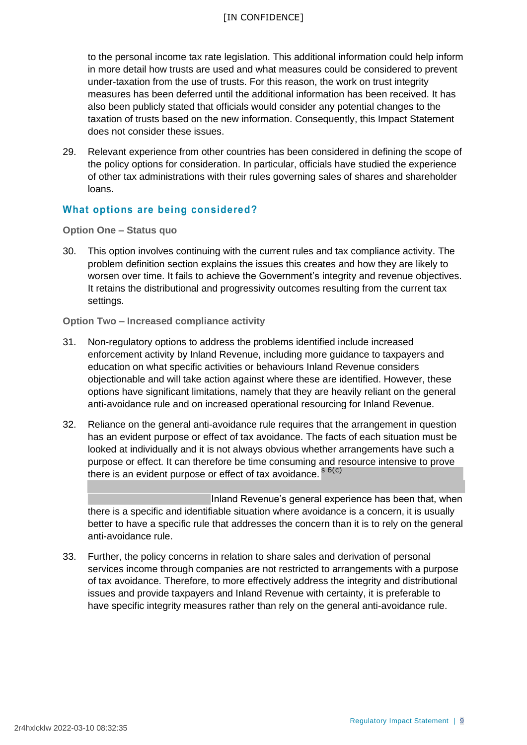to the personal income tax rate legislation. This additional information could help inform in more detail how trusts are used and what measures could be considered to prevent under-taxation from the use of trusts. For this reason, the work on trust integrity measures has been deferred until the additional information has been received. It has also been publicly stated that officials would consider any potential changes to the taxation of trusts based on the new information. Consequently, this Impact Statement does not consider these issues.

29. Relevant experience from other countries has been considered in defining the scope of the policy options for consideration. In particular, officials have studied the experience of other tax administrations with their rules governing sales of shares and shareholder loans.

## What options are being considered?

### Option One – Status quo

30. This option involves continuing with the current rules and tax compliance activity. The problem definition section explains the issues this creates and how they are likely to worsen over time. It fails to achieve the Government's integrity and revenue objectives. It retains the distributional and progressivity outcomes resulting from the current tax settings.

### Option Two – Increased compliance activity

31. Non-regulatory options to address the problems identified include increased enforcement activity by Inland Revenue, including more guidance to taxpayers and education on what specific activities or behaviours Inland Revenue considers objectionable and will take action against where these are identified. However, these options have significant limitations, namely that they are heavily reliant on the general anti-avoidance rule and on increased operational resourcing for Inland Revenue.

32. Reliance on the general anti-avoidance rule requires that the arrangement in question has an evident purpose or effect of tax avoidance. The facts of each situation must be looked at individually and it is not always obvious whether arrangements have such a purpose or effect. It can therefore be time consuming and resource intensive to prove there is an evident purpose or effect of tax avoidance. s 6(c) [redacted] Inland Revenue's general experience has been that, when there is a specific and identifiable situation where avoidance is a concern, it is usually better to have a specific rule that addresses the concern than it is to rely on the general anti-avoidance rule.

33. Further, the policy concerns in relation to share sales and derivation of personal services income through companies are not restricted to arrangements with a purpose of tax avoidance. Therefore, to more effectively address the integrity and distributional issues and provide taxpayers and Inland Revenue with certainty, it is preferable to have specific integrity measures rather than rely on the general anti-avoidance rule.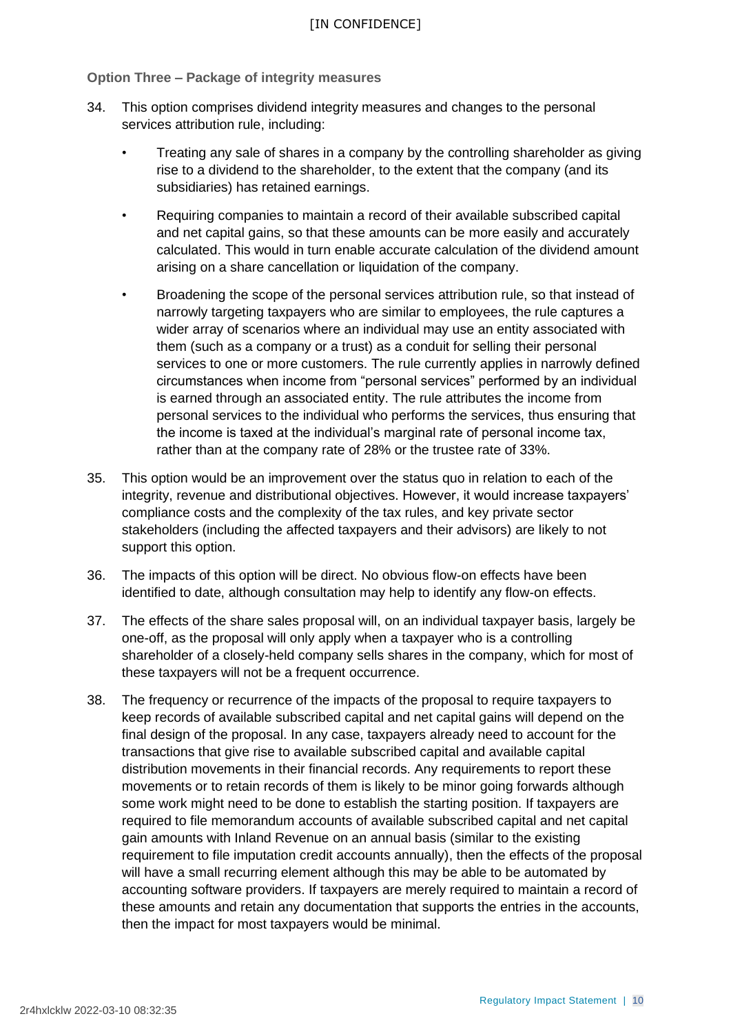**Option Three – Package of integrity measures**

34. This option comprises dividend integrity measures and changes to the personal services attribution rule, including:

    - Treating any sale of shares in a company by the controlling shareholder as giving rise to a dividend to the shareholder, to the extent that the company (and its subsidiaries) has retained earnings.
    - Requiring companies to maintain a record of their available subscribed capital and net capital gains, so that these amounts can be more easily and accurately calculated. This would in turn enable accurate calculation of the dividend amount arising on a share cancellation or liquidation of the company.
    - Broadening the scope of the personal services attribution rule, so that instead of narrowly targeting taxpayers who are similar to employees, the rule captures a wider array of scenarios where an individual may use an entity associated with them (such as a company or a trust) as a conduit for selling their personal services to one or more customers. The rule currently applies in narrowly defined circumstances when income from "personal services" performed by an individual is earned through an associated entity. The rule attributes the income from personal services to the individual who performs the services, thus ensuring that the income is taxed at the individual's marginal rate of personal income tax, rather than at the company rate of 28% or the trustee rate of 33%.

35. This option would be an improvement over the status quo in relation to each of the integrity, revenue and distributional objectives. However, it would increase taxpayers' compliance costs and the complexity of the tax rules, and key private sector stakeholders (including the affected taxpayers and their advisors) are likely to not support this option.

36. The impacts of this option will be direct. No obvious flow-on effects have been identified to date, although consultation may help to identify any flow-on effects.

37. The effects of the share sales proposal will, on an individual taxpayer basis, largely be one-off, as the proposal will only apply when a taxpayer who is a controlling shareholder of a closely-held company sells shares in the company, which for most of these taxpayers will not be a frequent occurrence.

38. The frequency or recurrence of the impacts of the proposal to require taxpayers to keep records of available subscribed capital and net capital gains will depend on the final design of the proposal. In any case, taxpayers already need to account for the transactions that give rise to available subscribed capital and available capital distribution movements in their financial records. Any requirements to report these movements or to retain records of them is likely to be minor going forwards although some work might need to be done to establish the starting position. If taxpayers are required to file memorandum accounts of available subscribed capital and net capital gain amounts with Inland Revenue on an annual basis (similar to the existing requirement to file imputation credit accounts annually), then the effects of the proposal will have a small recurring element although this may be able to be automated by accounting software providers. If taxpayers are merely required to maintain a record of these amounts and retain any documentation that supports the entries in the accounts, then the impact for most taxpayers would be minimal.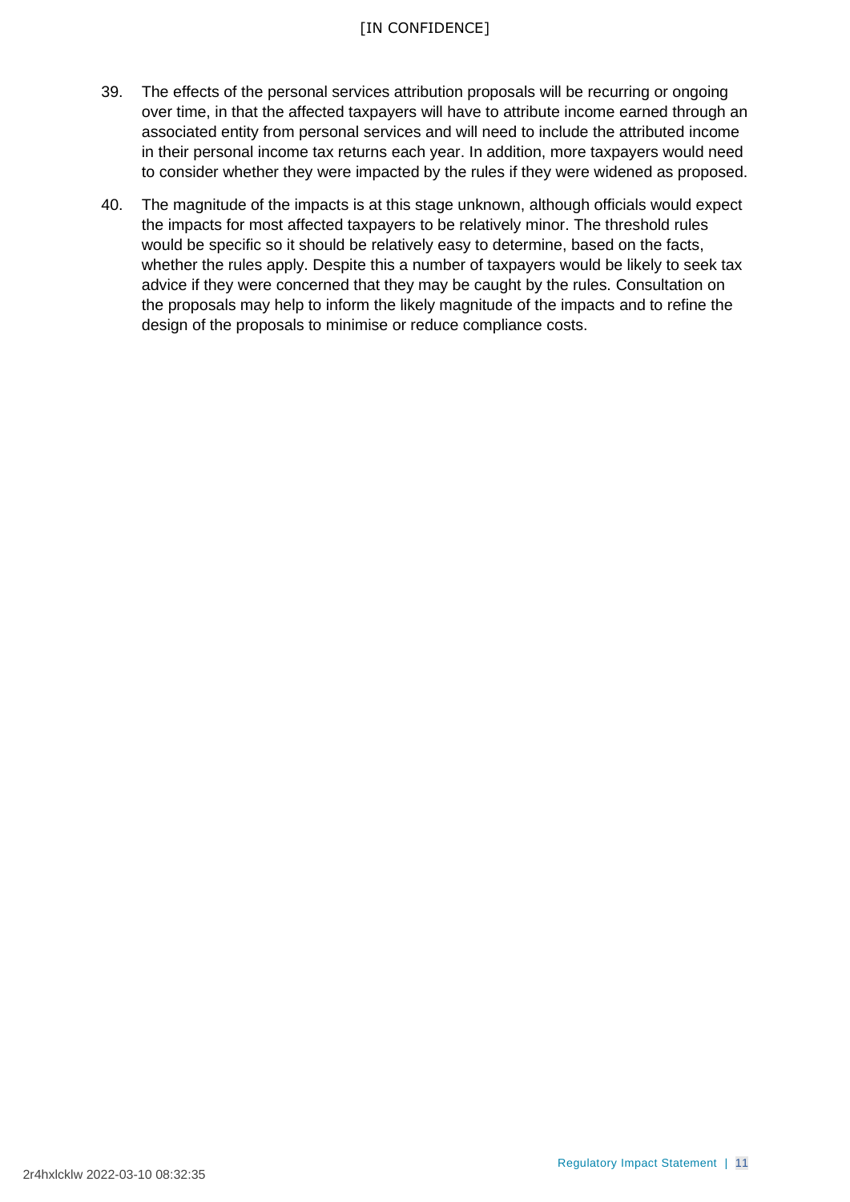39. The effects of the personal services attribution proposals will be recurring or ongoing over time, in that the affected taxpayers will have to attribute income earned through an associated entity from personal services and will need to include the attributed income in their personal income tax returns each year. In addition, more taxpayers would need to consider whether they were impacted by the rules if they were widened as proposed.

40. The magnitude of the impacts is at this stage unknown, although officials would expect the impacts for most affected taxpayers to be relatively minor. The threshold rules would be specific so it should be relatively easy to determine, based on the facts, whether the rules apply. Despite this a number of taxpayers would be likely to seek tax advice if they were concerned that they may be caught by the rules. Consultation on the proposals may help to inform the likely magnitude of the impacts and to refine the design of the proposals to minimise or reduce compliance costs.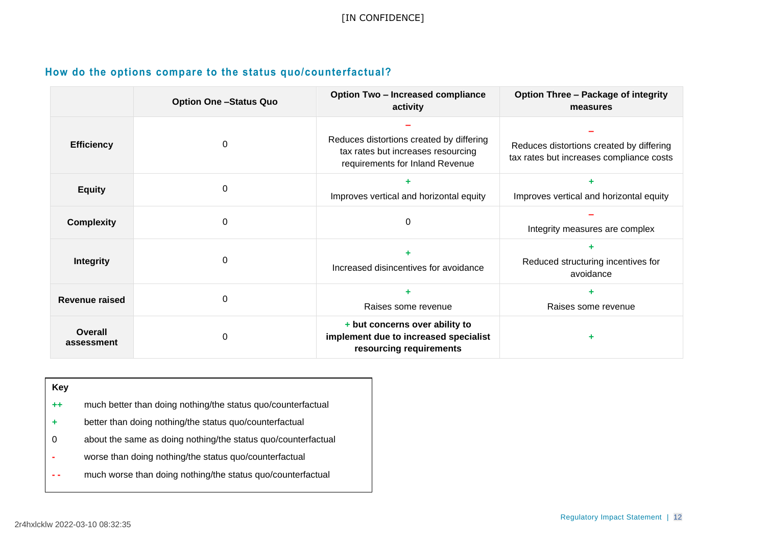### How do the options compare to the status quo/counterfactual?

| | Option One –Status Quo | Option Two – Increased compliance activity | Option Three – Package of integrity measures |
|---|---|---|---|
| **Efficiency** | 0 | – Reduces distortions created by differing tax rates but increases resourcing requirements for Inland Revenue | – Reduces distortions created by differing tax rates but increases compliance costs |
| **Equity** | 0 | + Improves vertical and horizontal equity | + Improves vertical and horizontal equity |
| **Complexity** | 0 | 0 | – Integrity measures are complex |
| **Integrity** | 0 | + Increased disincentives for avoidance | + Reduced structuring incentives for avoidance |
| **Revenue raised** | 0 | + Raises some revenue | + Raises some revenue |
| **Overall assessment** | 0 | **+ but concerns over ability to implement due to increased specialist resourcing requirements** | + |

**Key**

- ++ much better than doing nothing/the status quo/counterfactual
- + better than doing nothing/the status quo/counterfactual
- 0 about the same as doing nothing/the status quo/counterfactual
- - worse than doing nothing/the status quo/counterfactual
- - - much worse than doing nothing/the status quo/counterfactual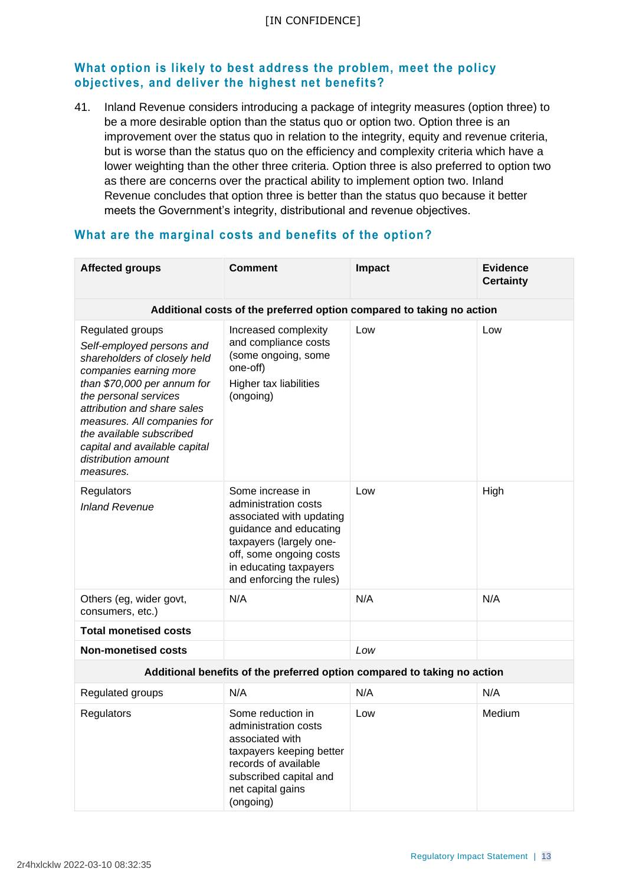## What option is likely to best address the problem, meet the policy objectives, and deliver the highest net benefits?

41. Inland Revenue considers introducing a package of integrity measures (option three) to be a more desirable option than the status quo or option two. Option three is an improvement over the status quo in relation to the integrity, equity and revenue criteria, but is worse than the status quo on the efficiency and complexity criteria which have a lower weighting than the other three criteria. Option three is also preferred to option two as there are concerns over the practical ability to implement option two. Inland Revenue concludes that option three is better than the status quo because it better meets the Government's integrity, distributional and revenue objectives.

## What are the marginal costs and benefits of the option?

| **Affected groups** | **Comment** | **Impact** | **Evidence Certainty** |
|---|---|---|---|
| **Additional costs of the preferred option compared to taking no action** | | | |
| Regulated groups<br>*Self-employed persons and shareholders of closely held companies earning more than $70,000 per annum for the personal services attribution and share sales measures. All companies for the available subscribed capital and available capital distribution amount measures.* | Increased complexity and compliance costs (some ongoing, some one-off)<br>Higher tax liabilities (ongoing) | Low | Low |
| Regulators<br>*Inland Revenue* | Some increase in administration costs associated with updating guidance and educating taxpayers (largely one-off, some ongoing costs in educating taxpayers and enforcing the rules) | Low | High |
| Others (eg, wider govt, consumers, etc.) | N/A | N/A | N/A |
| **Total monetised costs** | | | |
| **Non-monetised costs** | | *Low* | |
| **Additional benefits of the preferred option compared to taking no action** | | | |
| Regulated groups | N/A | N/A | N/A |
| Regulators | Some reduction in administration costs associated with taxpayers keeping better records of available subscribed capital and net capital gains (ongoing) | Low | Medium |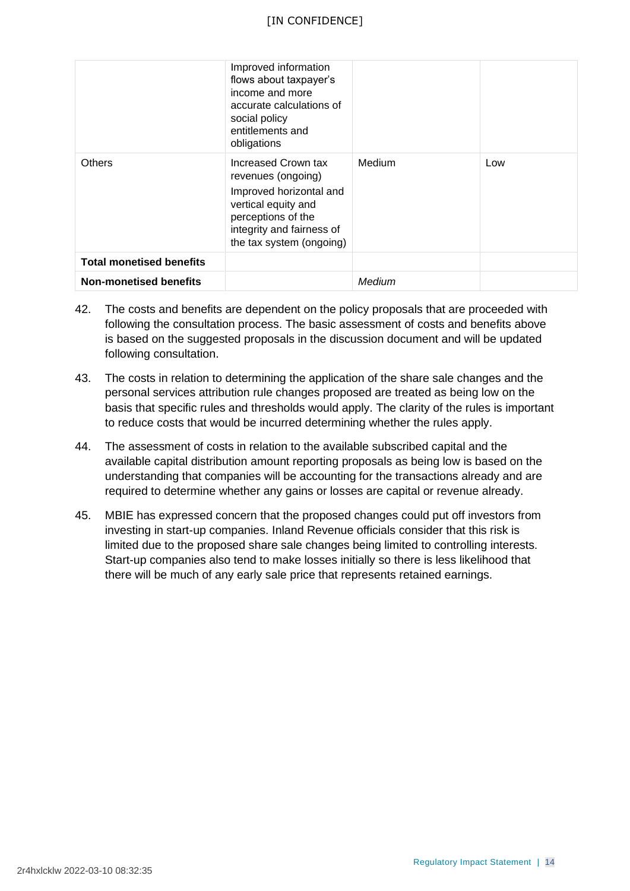| | | | |
|---|---|---|---|
| | Improved information flows about taxpayer's income and more accurate calculations of social policy entitlements and obligations | | |
| Others | Increased Crown tax revenues (ongoing)<br>Improved horizontal and vertical equity and perceptions of the integrity and fairness of the tax system (ongoing) | Medium | Low |
| **Total monetised benefits** | | | |
| **Non-monetised benefits** | | *Medium* | |

42. The costs and benefits are dependent on the policy proposals that are proceeded with following the consultation process. The basic assessment of costs and benefits above is based on the suggested proposals in the discussion document and will be updated following consultation.

43. The costs in relation to determining the application of the share sale changes and the personal services attribution rule changes proposed are treated as being low on the basis that specific rules and thresholds would apply. The clarity of the rules is important to reduce costs that would be incurred determining whether the rules apply.

44. The assessment of costs in relation to the available subscribed capital and the available capital distribution amount reporting proposals as being low is based on the understanding that companies will be accounting for the transactions already and are required to determine whether any gains or losses are capital or revenue already.

45. MBIE has expressed concern that the proposed changes could put off investors from investing in start-up companies. Inland Revenue officials consider that this risk is limited due to the proposed share sale changes being limited to controlling interests. Start-up companies also tend to make losses initially so there is less likelihood that there will be much of any early sale price that represents retained earnings.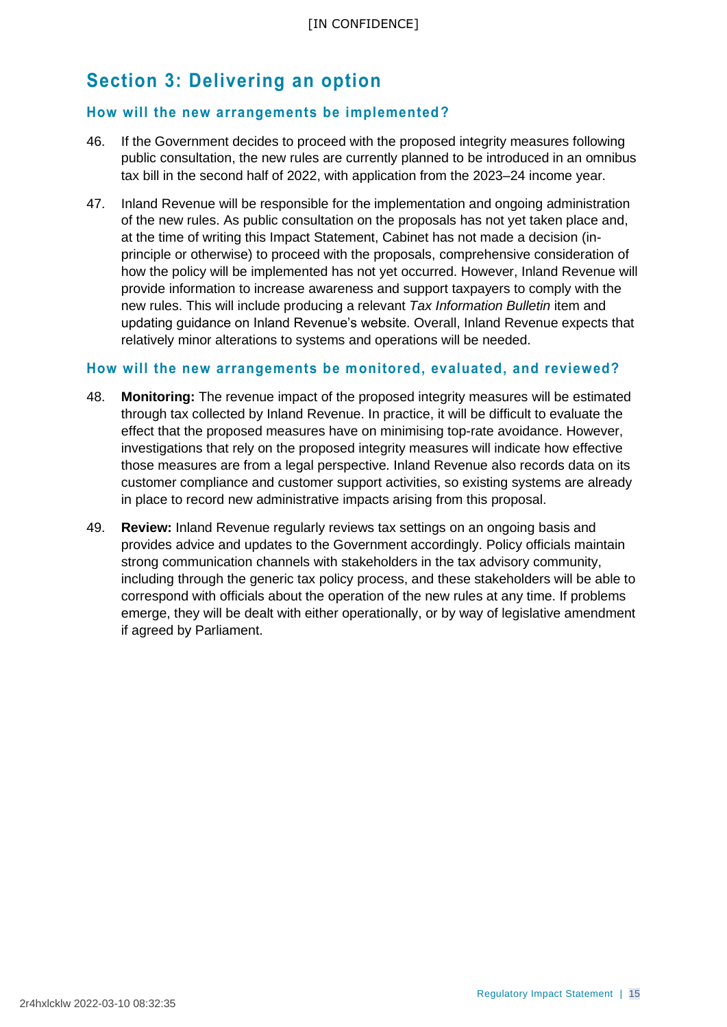## Section 3: Delivering an option

### How will the new arrangements be implemented?

46. If the Government decides to proceed with the proposed integrity measures following public consultation, the new rules are currently planned to be introduced in an omnibus tax bill in the second half of 2022, with application from the 2023–24 income year.

47. Inland Revenue will be responsible for the implementation and ongoing administration of the new rules. As public consultation on the proposals has not yet taken place and, at the time of writing this Impact Statement, Cabinet has not made a decision (in-principle or otherwise) to proceed with the proposals, comprehensive consideration of how the policy will be implemented has not yet occurred. However, Inland Revenue will provide information to increase awareness and support taxpayers to comply with the new rules. This will include producing a relevant *Tax Information Bulletin* item and updating guidance on Inland Revenue's website. Overall, Inland Revenue expects that relatively minor alterations to systems and operations will be needed.

### How will the new arrangements be monitored, evaluated, and reviewed?

48. **Monitoring:** The revenue impact of the proposed integrity measures will be estimated through tax collected by Inland Revenue. In practice, it will be difficult to evaluate the effect that the proposed measures have on minimising top-rate avoidance. However, investigations that rely on the proposed integrity measures will indicate how effective those measures are from a legal perspective. Inland Revenue also records data on its customer compliance and customer support activities, so existing systems are already in place to record new administrative impacts arising from this proposal.

49. **Review:** Inland Revenue regularly reviews tax settings on an ongoing basis and provides advice and updates to the Government accordingly. Policy officials maintain strong communication channels with stakeholders in the tax advisory community, including through the generic tax policy process, and these stakeholders will be able to correspond with officials about the operation of the new rules at any time. If problems emerge, they will be dealt with either operationally, or by way of legislative amendment if agreed by Parliament.